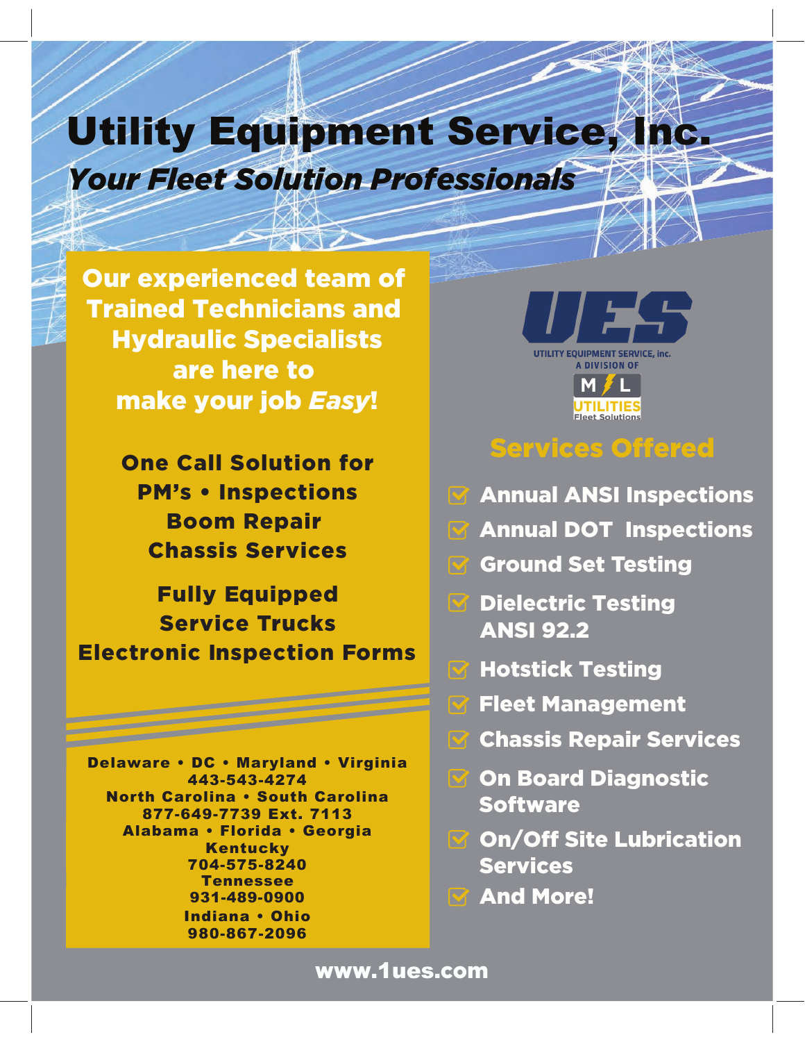# Utility Equipment Service, Inc.

***Your Fleet Solution Professionals***

**Our experienced team of Trained Technicians and Hydraulic Specialists are here to make your job *Easy*!**

**One Call Solution for**
**PM's • Inspections**
**Boom Repair**
**Chassis Services**

**Fully Equipped**
**Service Trucks**
**Electronic Inspection Forms**

**Delaware • DC • Maryland • Virginia**
**443-543-4274**
**North Carolina • South Carolina**
**877-649-7739 Ext. 7113**
**Alabama • Florida • Georgia**
**Kentucky**
**704-575-8240**
**Tennessee**
**931-489-0900**
**Indiana • Ohio**
**980-867-2096**

UES
UTILITY EQUIPMENT SERVICE, inc.
A DIVISION OF
M L UTILITIES Fleet Solutions

## Services Offered

- Annual ANSI Inspections
- Annual DOT Inspections
- Ground Set Testing
- Dielectric Testing ANSI 92.2
- Hotstick Testing
- Fleet Management
- Chassis Repair Services
- On Board Diagnostic Software
- On/Off Site Lubrication Services
- And More!

**www.1ues.com**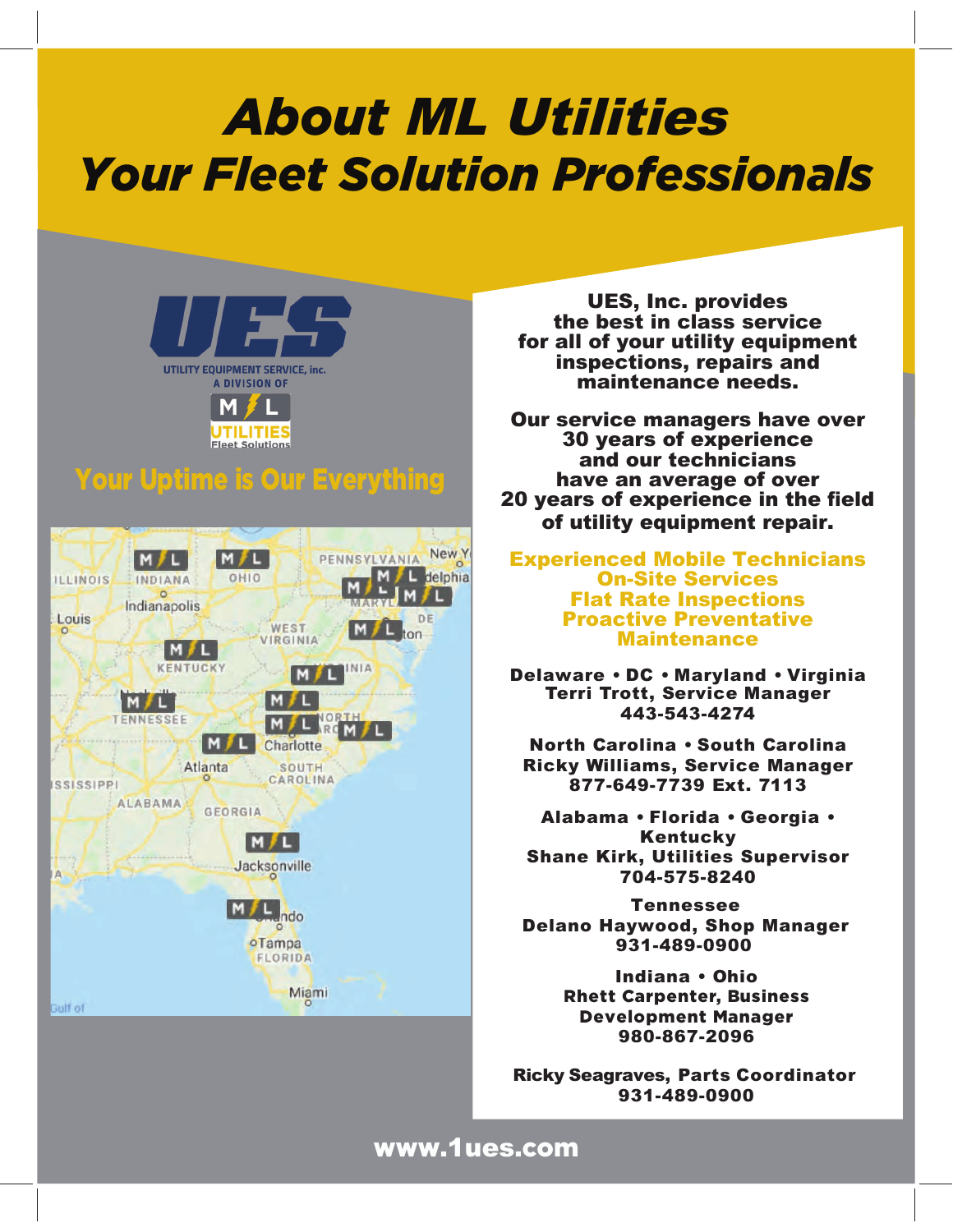# About ML Utilities
## Your Fleet Solution Professionals

UES

UTILITY EQUIPMENT SERVICE, inc.
A DIVISION OF
M L UTILITIES Fleet Solutions

**Your Uptime is Our Everything**

**UES, Inc. provides the best in class service for all of your utility equipment inspections, repairs and maintenance needs.**

**Our service managers have over 30 years of experience and our technicians have an average of over 20 years of experience in the field of utility equipment repair.**

**Experienced Mobile Technicians**
**On-Site Services**
**Flat Rate Inspections**
**Proactive Preventative Maintenance**

**Delaware • DC • Maryland • Virginia**
**Terri Trott, Service Manager**
**443-543-4274**

**North Carolina • South Carolina**
**Ricky Williams, Service Manager**
**877-649-7739 Ext. 7113**

**Alabama • Florida • Georgia • Kentucky**
**Shane Kirk, Utilities Supervisor**
**704-575-8240**

**Tennessee**
**Delano Haywood, Shop Manager**
**931-489-0900**

**Indiana • Ohio**
**Rhett Carpenter, Business Development Manager**
**980-867-2096**

**Ricky Seagraves, Parts Coordinator**
**931-489-0900**

**www.1ues.com**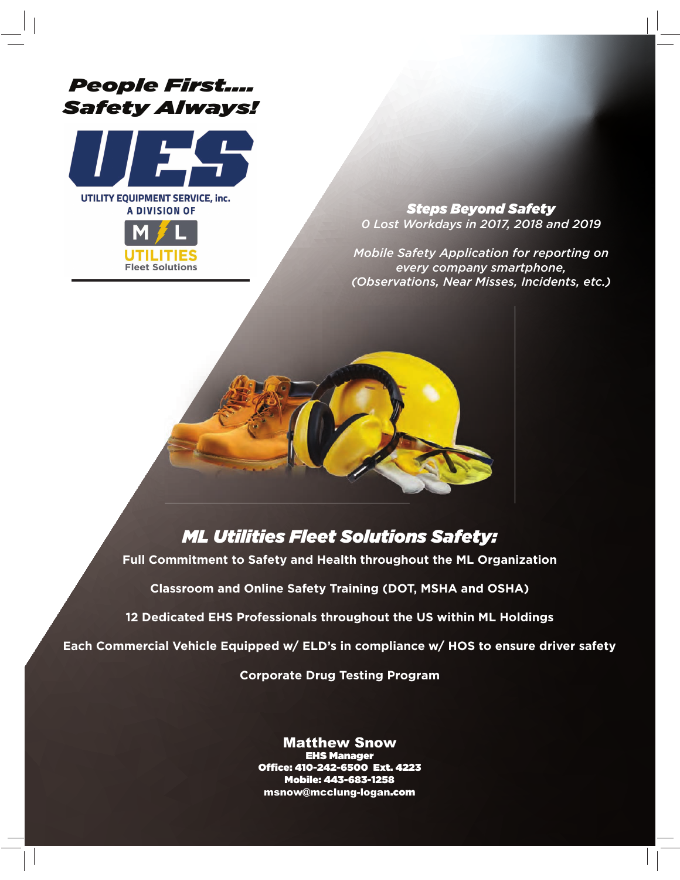# *People First.... Safety Always!*

UES

UTILITY EQUIPMENT SERVICE, inc.
A DIVISION OF
ML UTILITIES Fleet Solutions

***Steps Beyond Safety***

*0 Lost Workdays in 2017, 2018 and 2019*

*Mobile Safety Application for reporting on every company smartphone, (Observations, Near Misses, Incidents, etc.)*

## *ML Utilities Fleet Solutions Safety:*

**Full Commitment to Safety and Health throughout the ML Organization**

**Classroom and Online Safety Training (DOT, MSHA and OSHA)**

**12 Dedicated EHS Professionals throughout the US within ML Holdings**

**Each Commercial Vehicle Equipped w/ ELD's in compliance w/ HOS to ensure driver safety**

**Corporate Drug Testing Program**

**Matthew Snow**
**EHS Manager**
**Office: 410-242-6500 Ext. 4223**
**Mobile: 443-683-1258**
**msnow@mcclung-logan.com**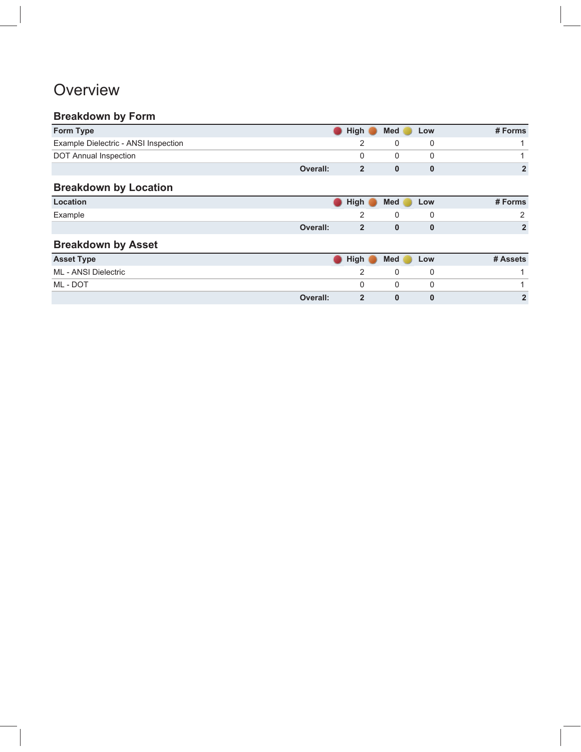# Overview

## Breakdown by Form

| Form Type | | High | Med | Low | # Forms |
|---|---|---|---|---|---|
| Example Dielectric - ANSI Inspection | | 2 | 0 | 0 | 1 |
| DOT Annual Inspection | | 0 | 0 | 0 | 1 |
| | **Overall:** | **2** | **0** | **0** | **2** |

## Breakdown by Location

| Location | | High | Med | Low | # Forms |
|---|---|---|---|---|---|
| Example | | 2 | 0 | 0 | 2 |
| | **Overall:** | **2** | **0** | **0** | **2** |

## Breakdown by Asset

| Asset Type | | High | Med | Low | # Assets |
|---|---|---|---|---|---|
| ML - ANSI Dielectric | | 2 | 0 | 0 | 1 |
| ML - DOT | | 0 | 0 | 0 | 1 |
| | **Overall:** | **2** | **0** | **0** | **2** |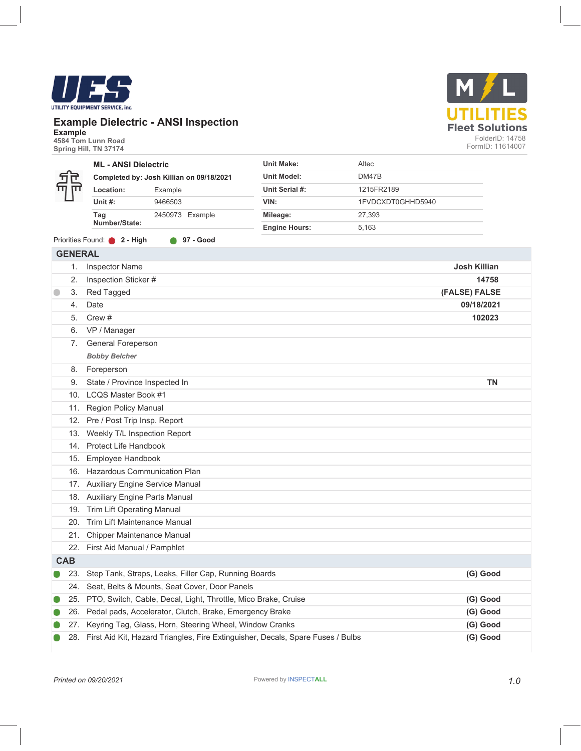UTILITY EQUIPMENT SERVICE, Inc.

## Example Dielectric - ANSI Inspection

**Example**
4584 Tom Lunn Road
Spring Hill, TN 37174

M L UTILITIES
Fleet Solutions
FolderID: 14758
FormID: 11614007

**ML - ANSI Dielectric**

**Completed by: Josh Killian on 09/18/2021**

| | |
|---|---|
| **Location:** | Example |
| **Unit #:** | 9466503 |
| **Tag Number/State:** | 2450973 Example |

| | |
|---|---|
| **Unit Make:** | Altec |
| **Unit Model:** | DM47B |
| **Unit Serial #:** | 1215FR2189 |
| **VIN:** | 1FVDCXDT0GHHD5940 |
| **Mileage:** | 27,393 |
| **Engine Hours:** | 5,163 |

Priorities Found: **2 - High** **97 - Good**

## GENERAL

| # | Item | Result |
|---|---|---|
| 1. | Inspector Name | **Josh Killian** |
| 2. | Inspection Sticker # | **14758** |
| 3. | Red Tagged | **(FALSE) FALSE** |
| 4. | Date | **09/18/2021** |
| 5. | Crew # | **102023** |
| 6. | VP / Manager | |
| 7. | General Foreperson<br>***Bobby Belcher*** | |
| 8. | Foreperson | |
| 9. | State / Province Inspected In | **TN** |
| 10. | LCQS Master Book #1 | |
| 11. | Region Policy Manual | |
| 12. | Pre / Post Trip Insp. Report | |
| 13. | Weekly T/L Inspection Report | |
| 14. | Protect Life Handbook | |
| 15. | Employee Handbook | |
| 16. | Hazardous Communication Plan | |
| 17. | Auxiliary Engine Service Manual | |
| 18. | Auxiliary Engine Parts Manual | |
| 19. | Trim Lift Operating Manual | |
| 20. | Trim Lift Maintenance Manual | |
| 21. | Chipper Maintenance Manual | |
| 22. | First Aid Manual / Pamphlet | |

## CAB

| # | Item | Result |
|---|---|---|
| 23. | Step Tank, Straps, Leaks, Filler Cap, Running Boards | **(G) Good** |
| 24. | Seat, Belts & Mounts, Seat Cover, Door Panels | |
| 25. | PTO, Switch, Cable, Decal, Light, Throttle, Mico Brake, Cruise | **(G) Good** |
| 26. | Pedal pads, Accelerator, Clutch, Brake, Emergency Brake | **(G) Good** |
| 27. | Keyring Tag, Glass, Horn, Steering Wheel, Window Cranks | **(G) Good** |
| 28. | First Aid Kit, Hazard Triangles, Fire Extinguisher, Decals, Spare Fuses / Bulbs | **(G) Good** |

*Printed on 09/20/2021*    Powered by INSPECTALL    *1.0*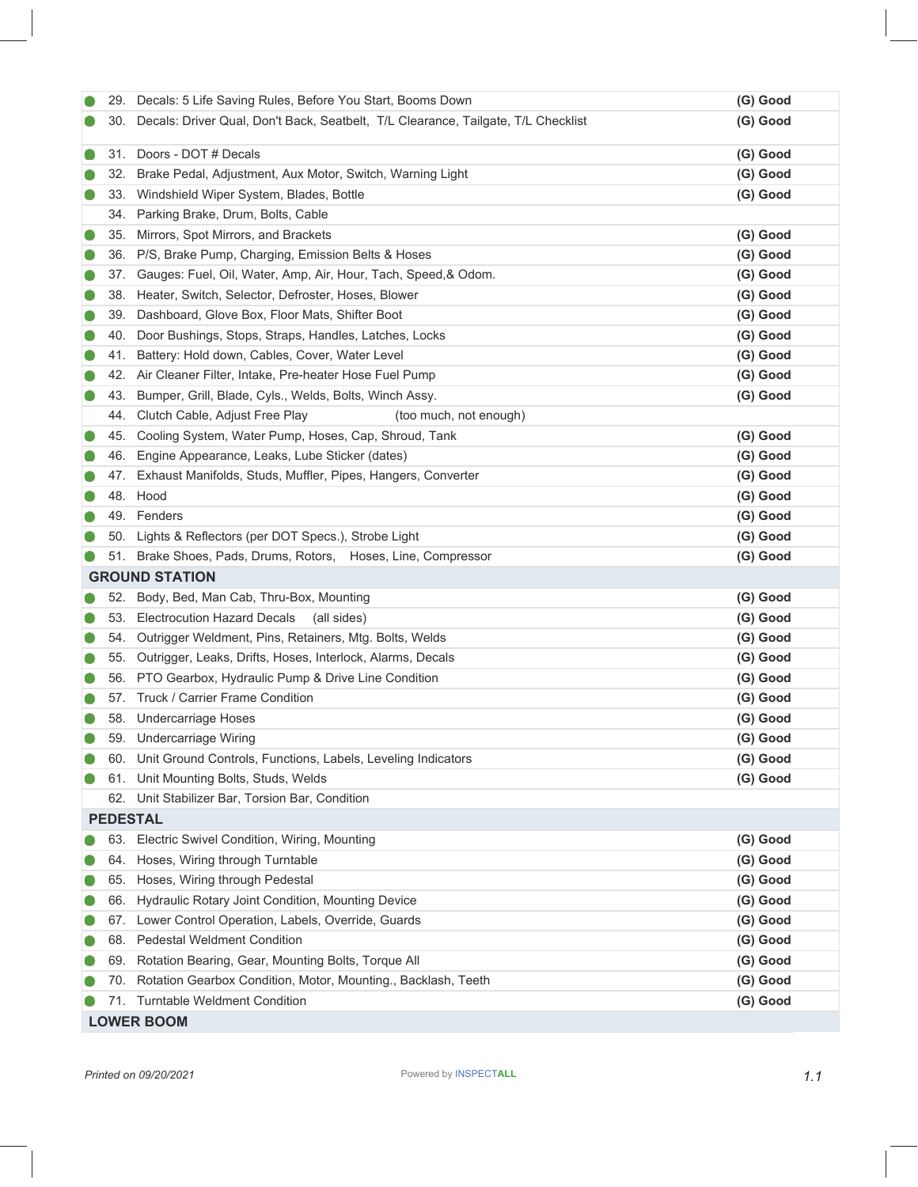| Status | # | Item | Result |
|---|---|---|---|
| ● | 29. | Decals: 5 Life Saving Rules, Before You Start, Booms Down | (G) Good |
| ● | 30. | Decals: Driver Qual, Don't Back, Seatbelt, T/L Clearance, Tailgate, T/L Checklist | (G) Good |
| ● | 31. | Doors - DOT # Decals | (G) Good |
| ● | 32. | Brake Pedal, Adjustment, Aux Motor, Switch, Warning Light | (G) Good |
| ● | 33. | Windshield Wiper System, Blades, Bottle | (G) Good |
| | 34. | Parking Brake, Drum, Bolts, Cable | |
| ● | 35. | Mirrors, Spot Mirrors, and Brackets | (G) Good |
| ● | 36. | P/S, Brake Pump, Charging, Emission Belts & Hoses | (G) Good |
| ● | 37. | Gauges: Fuel, Oil, Water, Amp, Air, Hour, Tach, Speed,& Odom. | (G) Good |
| ● | 38. | Heater, Switch, Selector, Defroster, Hoses, Blower | (G) Good |
| ● | 39. | Dashboard, Glove Box, Floor Mats, Shifter Boot | (G) Good |
| ● | 40. | Door Bushings, Stops, Straps, Handles, Latches, Locks | (G) Good |
| ● | 41. | Battery: Hold down, Cables, Cover, Water Level | (G) Good |
| ● | 42. | Air Cleaner Filter, Intake, Pre-heater Hose Fuel Pump | (G) Good |
| ● | 43. | Bumper, Grill, Blade, Cyls., Welds, Bolts, Winch Assy. | (G) Good |
| | 44. | Clutch Cable, Adjust Free Play (too much, not enough) | |
| ● | 45. | Cooling System, Water Pump, Hoses, Cap, Shroud, Tank | (G) Good |
| ● | 46. | Engine Appearance, Leaks, Lube Sticker (dates) | (G) Good |
| ● | 47. | Exhaust Manifolds, Studs, Muffler, Pipes, Hangers, Converter | (G) Good |
| ● | 48. | Hood | (G) Good |
| ● | 49. | Fenders | (G) Good |
| ● | 50. | Lights & Reflectors (per DOT Specs.), Strobe Light | (G) Good |
| ● | 51. | Brake Shoes, Pads, Drums, Rotors, Hoses, Line, Compressor | (G) Good |
| **GROUND STATION** | | | |
| ● | 52. | Body, Bed, Man Cab, Thru-Box, Mounting | (G) Good |
| ● | 53. | Electrocution Hazard Decals (all sides) | (G) Good |
| ● | 54. | Outrigger Weldment, Pins, Retainers, Mtg. Bolts, Welds | (G) Good |
| ● | 55. | Outrigger, Leaks, Drifts, Hoses, Interlock, Alarms, Decals | (G) Good |
| ● | 56. | PTO Gearbox, Hydraulic Pump & Drive Line Condition | (G) Good |
| ● | 57. | Truck / Carrier Frame Condition | (G) Good |
| ● | 58. | Undercarriage Hoses | (G) Good |
| ● | 59. | Undercarriage Wiring | (G) Good |
| ● | 60. | Unit Ground Controls, Functions, Labels, Leveling Indicators | (G) Good |
| ● | 61. | Unit Mounting Bolts, Studs, Welds | (G) Good |
| | 62. | Unit Stabilizer Bar, Torsion Bar, Condition | |
| **PEDESTAL** | | | |
| ● | 63. | Electric Swivel Condition, Wiring, Mounting | (G) Good |
| ● | 64. | Hoses, Wiring through Turntable | (G) Good |
| ● | 65. | Hoses, Wiring through Pedestal | (G) Good |
| ● | 66. | Hydraulic Rotary Joint Condition, Mounting Device | (G) Good |
| ● | 67. | Lower Control Operation, Labels, Override, Guards | (G) Good |
| ● | 68. | Pedestal Weldment Condition | (G) Good |
| ● | 69. | Rotation Bearing, Gear, Mounting Bolts, Torque All | (G) Good |
| ● | 70. | Rotation Gearbox Condition, Motor, Mounting., Backlash, Teeth | (G) Good |
| ● | 71. | Turntable Weldment Condition | (G) Good |
| **LOWER BOOM** | | | |

*Printed on 09/20/2021*

Powered by INSPECTALL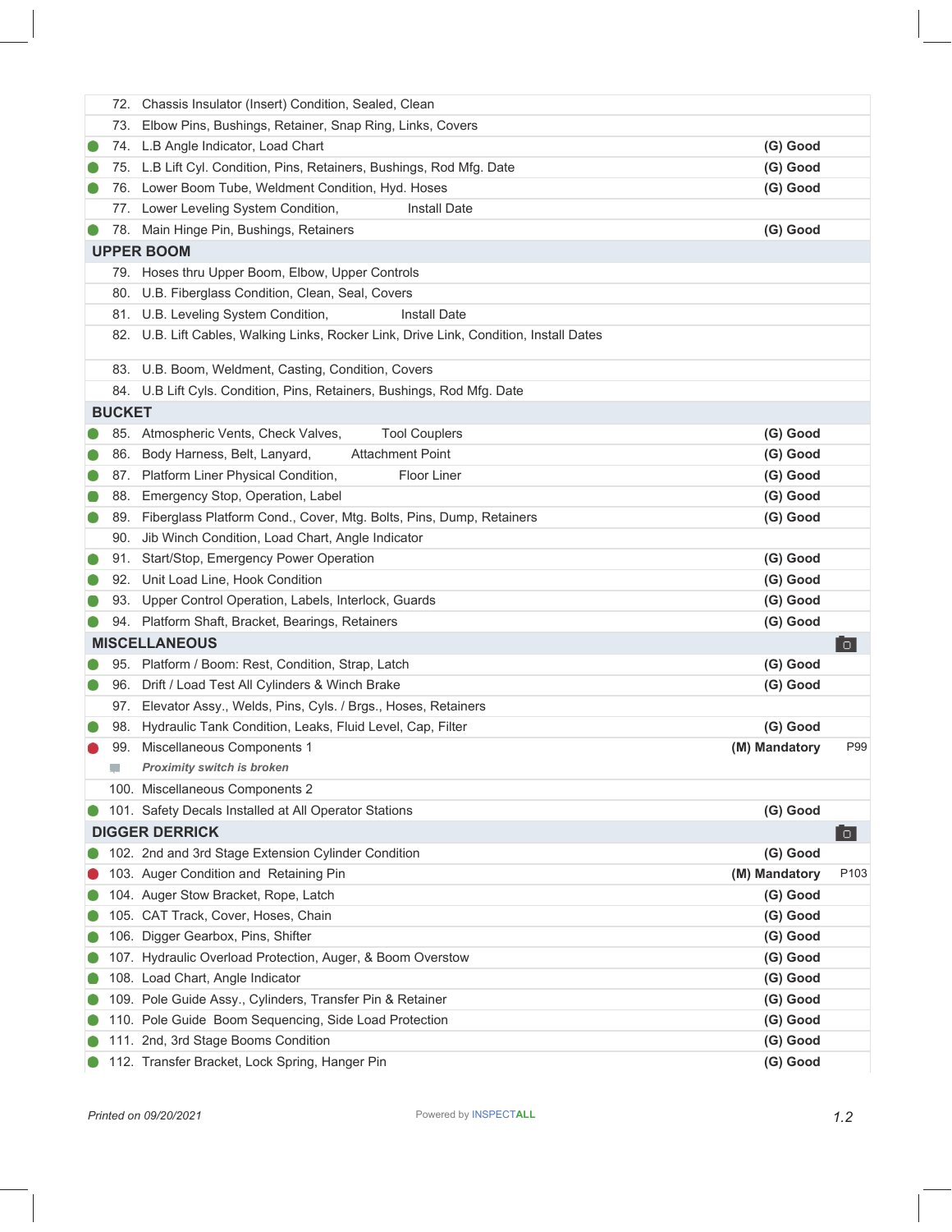| # | Item | Rating | Ref |
|---|---|---|---|
| 72. | Chassis Insulator (Insert) Condition, Sealed, Clean | | |
| 73. | Elbow Pins, Bushings, Retainer, Snap Ring, Links, Covers | | |
| 74. | L.B Angle Indicator, Load Chart | (G) Good | |
| 75. | L.B Lift Cyl. Condition, Pins, Retainers, Bushings, Rod Mfg. Date | (G) Good | |
| 76. | Lower Boom Tube, Weldment Condition, Hyd. Hoses | (G) Good | |
| 77. | Lower Leveling System Condition, Install Date | | |
| 78. | Main Hinge Pin, Bushings, Retainers | (G) Good | |
| **UPPER BOOM** | | | |
| 79. | Hoses thru Upper Boom, Elbow, Upper Controls | | |
| 80. | U.B. Fiberglass Condition, Clean, Seal, Covers | | |
| 81. | U.B. Leveling System Condition, Install Date | | |
| 82. | U.B. Lift Cables, Walking Links, Rocker Link, Drive Link, Condition, Install Dates | | |
| 83. | U.B. Boom, Weldment, Casting, Condition, Covers | | |
| 84. | U.B Lift Cyls. Condition, Pins, Retainers, Bushings, Rod Mfg. Date | | |
| **BUCKET** | | | |
| 85. | Atmospheric Vents, Check Valves, Tool Couplers | (G) Good | |
| 86. | Body Harness, Belt, Lanyard, Attachment Point | (G) Good | |
| 87. | Platform Liner Physical Condition, Floor Liner | (G) Good | |
| 88. | Emergency Stop, Operation, Label | (G) Good | |
| 89. | Fiberglass Platform Cond., Cover, Mtg. Bolts, Pins, Dump, Retainers | (G) Good | |
| 90. | Jib Winch Condition, Load Chart, Angle Indicator | | |
| 91. | Start/Stop, Emergency Power Operation | (G) Good | |
| 92. | Unit Load Line, Hook Condition | (G) Good | |
| 93. | Upper Control Operation, Labels, Interlock, Guards | (G) Good | |
| 94. | Platform Shaft, Bracket, Bearings, Retainers | (G) Good | |
| **MISCELLANEOUS** | | | |
| 95. | Platform / Boom: Rest, Condition, Strap, Latch | (G) Good | |
| 96. | Drift / Load Test All Cylinders & Winch Brake | (G) Good | |
| 97. | Elevator Assy., Welds, Pins, Cyls. / Brgs., Hoses, Retainers | | |
| 98. | Hydraulic Tank Condition, Leaks, Fluid Level, Cap, Filter | (G) Good | |
| 99. | Miscellaneous Components 1 | (M) Mandatory | P99 |
| | *Proximity switch is broken* | | |
| 100. | Miscellaneous Components 2 | | |
| 101. | Safety Decals Installed at All Operator Stations | (G) Good | |
| **DIGGER DERRICK** | | | |
| 102. | 2nd and 3rd Stage Extension Cylinder Condition | (G) Good | |
| 103. | Auger Condition and Retaining Pin | (M) Mandatory | P103 |
| 104. | Auger Stow Bracket, Rope, Latch | (G) Good | |
| 105. | CAT Track, Cover, Hoses, Chain | (G) Good | |
| 106. | Digger Gearbox, Pins, Shifter | (G) Good | |
| 107. | Hydraulic Overload Protection, Auger, & Boom Overstow | (G) Good | |
| 108. | Load Chart, Angle Indicator | (G) Good | |
| 109. | Pole Guide Assy., Cylinders, Transfer Pin & Retainer | (G) Good | |
| 110. | Pole Guide Boom Sequencing, Side Load Protection | (G) Good | |
| 111. | 2nd, 3rd Stage Booms Condition | (G) Good | |
| 112. | Transfer Bracket, Lock Spring, Hanger Pin | (G) Good | |

*Printed on 09/20/2021*

Powered by INSPECTALL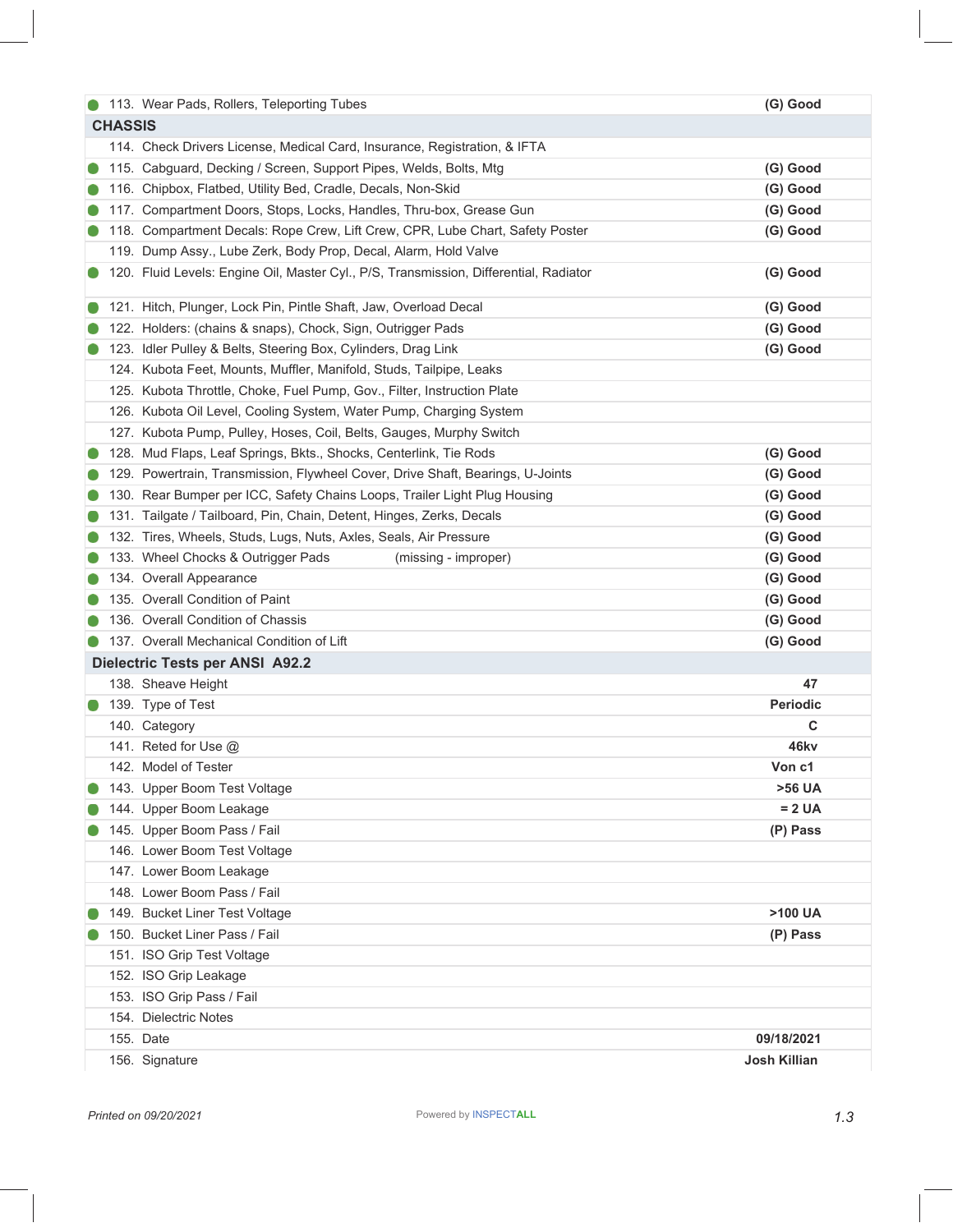| Item | Result |
| --- | --- |
| 113. Wear Pads, Rollers, Teleporting Tubes | (G) Good |
| **CHASSIS** | |
| 114. Check Drivers License, Medical Card, Insurance, Registration, & IFTA | |
| 115. Cabguard, Decking / Screen, Support Pipes, Welds, Bolts, Mtg | (G) Good |
| 116. Chipbox, Flatbed, Utility Bed, Cradle, Decals, Non-Skid | (G) Good |
| 117. Compartment Doors, Stops, Locks, Handles, Thru-box, Grease Gun | (G) Good |
| 118. Compartment Decals: Rope Crew, Lift Crew, CPR, Lube Chart, Safety Poster | (G) Good |
| 119. Dump Assy., Lube Zerk, Body Prop, Decal, Alarm, Hold Valve | |
| 120. Fluid Levels: Engine Oil, Master Cyl., P/S, Transmission, Differential, Radiator | (G) Good |
| 121. Hitch, Plunger, Lock Pin, Pintle Shaft, Jaw, Overload Decal | (G) Good |
| 122. Holders: (chains & snaps), Chock, Sign, Outrigger Pads | (G) Good |
| 123. Idler Pulley & Belts, Steering Box, Cylinders, Drag Link | (G) Good |
| 124. Kubota Feet, Mounts, Muffler, Manifold, Studs, Tailpipe, Leaks | |
| 125. Kubota Throttle, Choke, Fuel Pump, Gov., Filter, Instruction Plate | |
| 126. Kubota Oil Level, Cooling System, Water Pump, Charging System | |
| 127. Kubota Pump, Pulley, Hoses, Coil, Belts, Gauges, Murphy Switch | |
| 128. Mud Flaps, Leaf Springs, Bkts., Shocks, Centerlink, Tie Rods | (G) Good |
| 129. Powertrain, Transmission, Flywheel Cover, Drive Shaft, Bearings, U-Joints | (G) Good |
| 130. Rear Bumper per ICC, Safety Chains Loops, Trailer Light Plug Housing | (G) Good |
| 131. Tailgate / Tailboard, Pin, Chain, Detent, Hinges, Zerks, Decals | (G) Good |
| 132. Tires, Wheels, Studs, Lugs, Nuts, Axles, Seals, Air Pressure | (G) Good |
| 133. Wheel Chocks & Outrigger Pads (missing - improper) | (G) Good |
| 134. Overall Appearance | (G) Good |
| 135. Overall Condition of Paint | (G) Good |
| 136. Overall Condition of Chassis | (G) Good |
| 137. Overall Mechanical Condition of Lift | (G) Good |
| **Dielectric Tests per ANSI A92.2** | |
| 138. Sheave Height | 47 |
| 139. Type of Test | Periodic |
| 140. Category | C |
| 141. Reted for Use @ | 46kv |
| 142. Model of Tester | Von c1 |
| 143. Upper Boom Test Voltage | >56 UA |
| 144. Upper Boom Leakage | = 2 UA |
| 145. Upper Boom Pass / Fail | (P) Pass |
| 146. Lower Boom Test Voltage | |
| 147. Lower Boom Leakage | |
| 148. Lower Boom Pass / Fail | |
| 149. Bucket Liner Test Voltage | >100 UA |
| 150. Bucket Liner Pass / Fail | (P) Pass |
| 151. ISO Grip Test Voltage | |
| 152. ISO Grip Leakage | |
| 153. ISO Grip Pass / Fail | |
| 154. Dielectric Notes | |
| 155. Date | 09/18/2021 |
| 156. Signature | Josh Killian |

*Printed on 09/20/2021*

Powered by INSPECTALL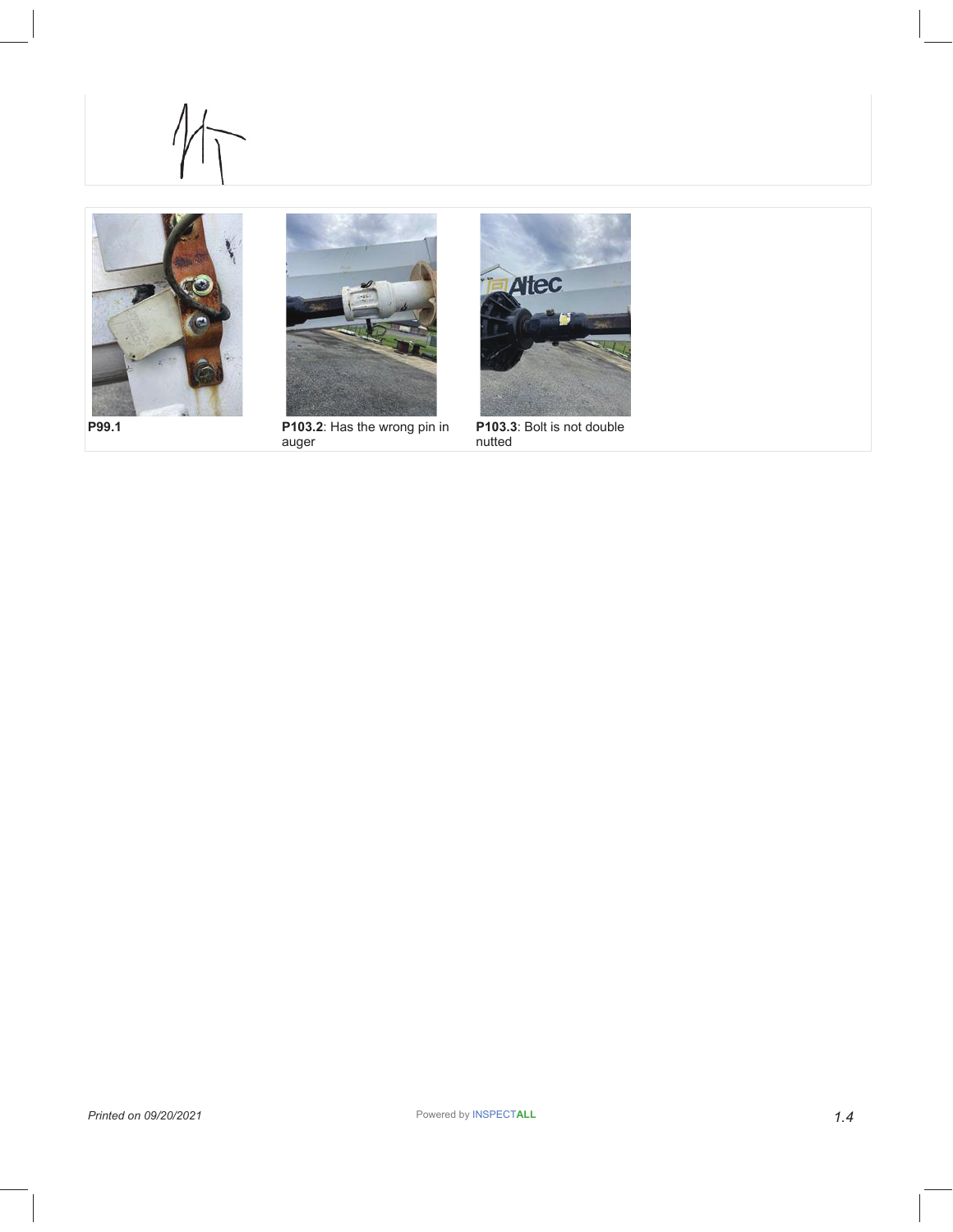**P99.1**

**P103.2**: Has the wrong pin in auger

**P103.3**: Bolt is not double nutted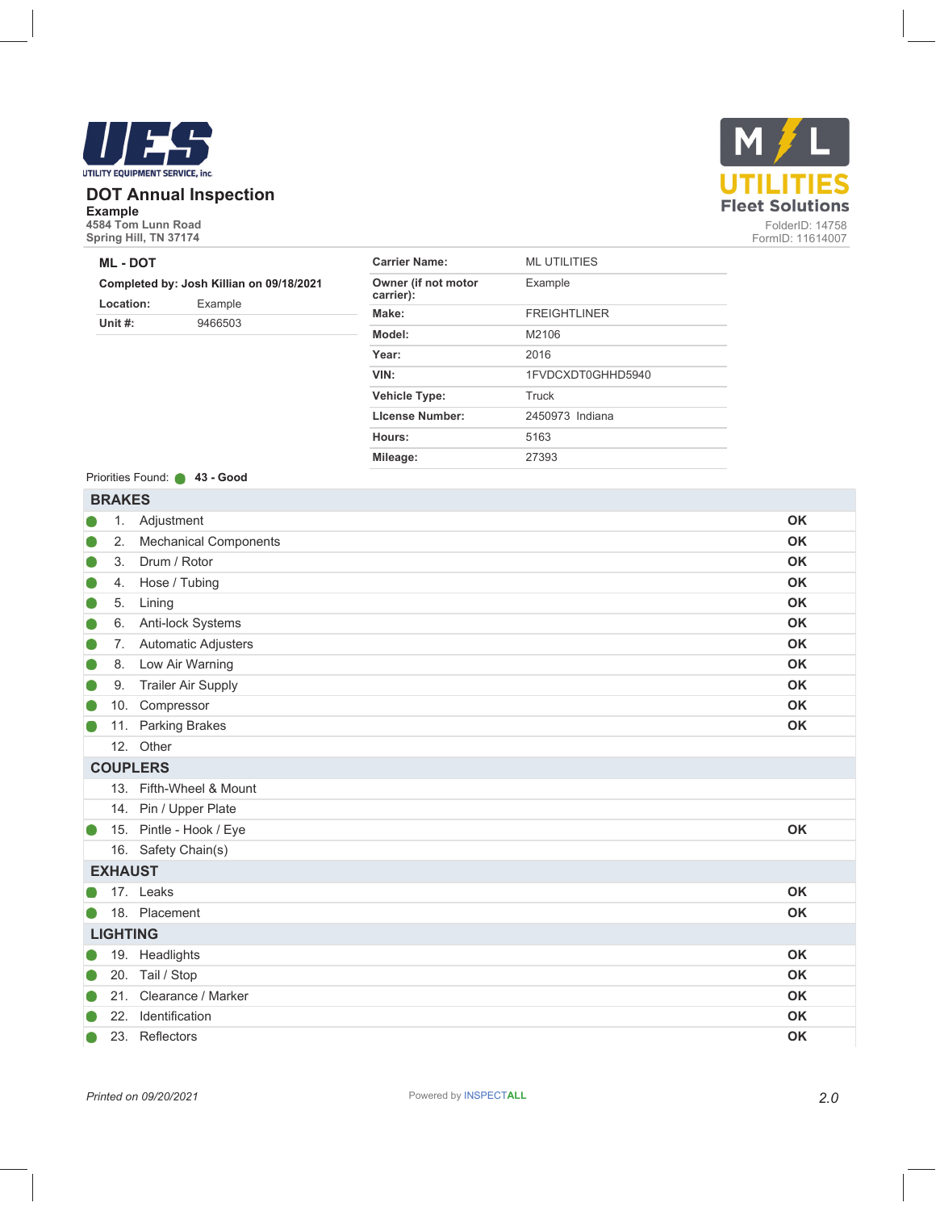UTILITY EQUIPMENT SERVICE, Inc.

## DOT Annual Inspection

**Example**
4584 Tom Lunn Road
Spring Hill, TN 37174

M L UTILITIES Fleet Solutions
FolderID: 14758
FormID: 11614007

**ML - DOT**

**Completed by: Josh Killian on 09/18/2021**

| | |
|---|---|
| **Location:** | Example |
| **Unit #:** | 9466503 |

| | |
|---|---|
| **Carrier Name:** | ML UTILITIES |
| **Owner (if not motor carrier):** | Example |
| **Make:** | FREIGHTLINER |
| **Model:** | M2106 |
| **Year:** | 2016 |
| **VIN:** | 1FVDCXDT0GHHD5940 |
| **Vehicle Type:** | Truck |
| **LIcense Number:** | 2450973 Indiana |
| **Hours:** | 5163 |
| **Mileage:** | 27393 |

Priorities Found: **43 - Good**

| | Item | Status |
|---|---|---|
| **BRAKES** | | |
| 1. | Adjustment | OK |
| 2. | Mechanical Components | OK |
| 3. | Drum / Rotor | OK |
| 4. | Hose / Tubing | OK |
| 5. | Lining | OK |
| 6. | Anti-lock Systems | OK |
| 7. | Automatic Adjusters | OK |
| 8. | Low Air Warning | OK |
| 9. | Trailer Air Supply | OK |
| 10. | Compressor | OK |
| 11. | Parking Brakes | OK |
| 12. | Other | |
| **COUPLERS** | | |
| 13. | Fifth-Wheel & Mount | |
| 14. | Pin / Upper Plate | |
| 15. | Pintle - Hook / Eye | OK |
| 16. | Safety Chain(s) | |
| **EXHAUST** | | |
| 17. | Leaks | OK |
| 18. | Placement | OK |
| **LIGHTING** | | |
| 19. | Headlights | OK |
| 20. | Tail / Stop | OK |
| 21. | Clearance / Marker | OK |
| 22. | Identification | OK |
| 23. | Reflectors | OK |

*Printed on 09/20/2021*

Powered by INSPECTALL

*2.0*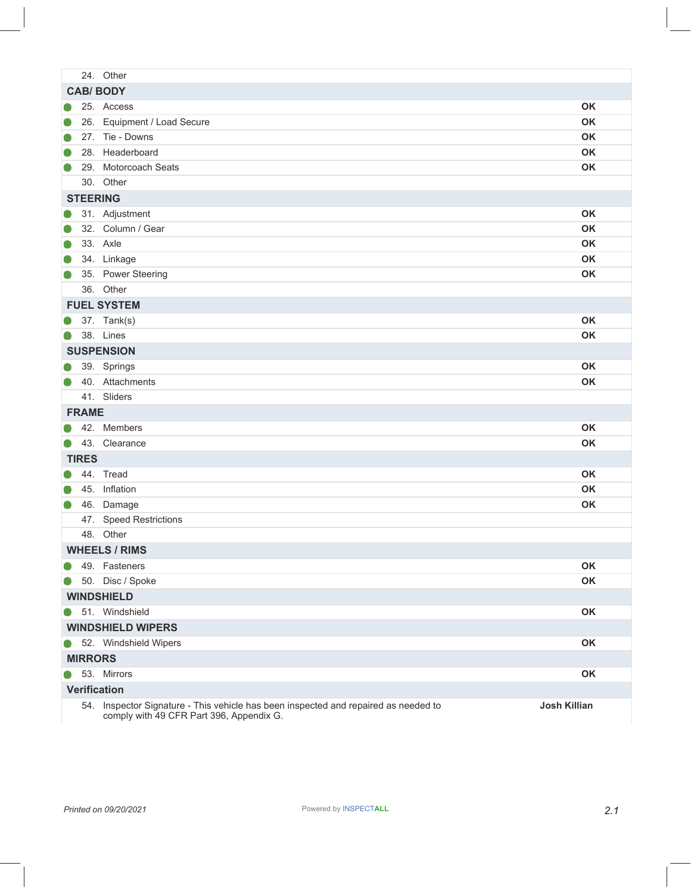| | Item | Status |
|---|---|---|
| 24. | Other | |
| **CAB/ BODY** | | |
| 25. | Access | **OK** |
| 26. | Equipment / Load Secure | **OK** |
| 27. | Tie - Downs | **OK** |
| 28. | Headerboard | **OK** |
| 29. | Motorcoach Seats | **OK** |
| 30. | Other | |
| **STEERING** | | |
| 31. | Adjustment | **OK** |
| 32. | Column / Gear | **OK** |
| 33. | Axle | **OK** |
| 34. | Linkage | **OK** |
| 35. | Power Steering | **OK** |
| 36. | Other | |
| **FUEL SYSTEM** | | |
| 37. | Tank(s) | **OK** |
| 38. | Lines | **OK** |
| **SUSPENSION** | | |
| 39. | Springs | **OK** |
| 40. | Attachments | **OK** |
| 41. | Sliders | |
| **FRAME** | | |
| 42. | Members | **OK** |
| 43. | Clearance | **OK** |
| **TIRES** | | |
| 44. | Tread | **OK** |
| 45. | Inflation | **OK** |
| 46. | Damage | **OK** |
| 47. | Speed Restrictions | |
| 48. | Other | |
| **WHEELS / RIMS** | | |
| 49. | Fasteners | **OK** |
| 50. | Disc / Spoke | **OK** |
| **WINDSHIELD** | | |
| 51. | Windshield | **OK** |
| **WINDSHIELD WIPERS** | | |
| 52. | Windshield Wipers | **OK** |
| **MIRRORS** | | |
| 53. | Mirrors | **OK** |
| **Verification** | | |
| 54. | Inspector Signature - This vehicle has been inspected and repaired as needed to comply with 49 CFR Part 396, Appendix G. | **Josh Killian** |

*Printed on 09/20/2021*

Powered by INSPECTALL

*2.1*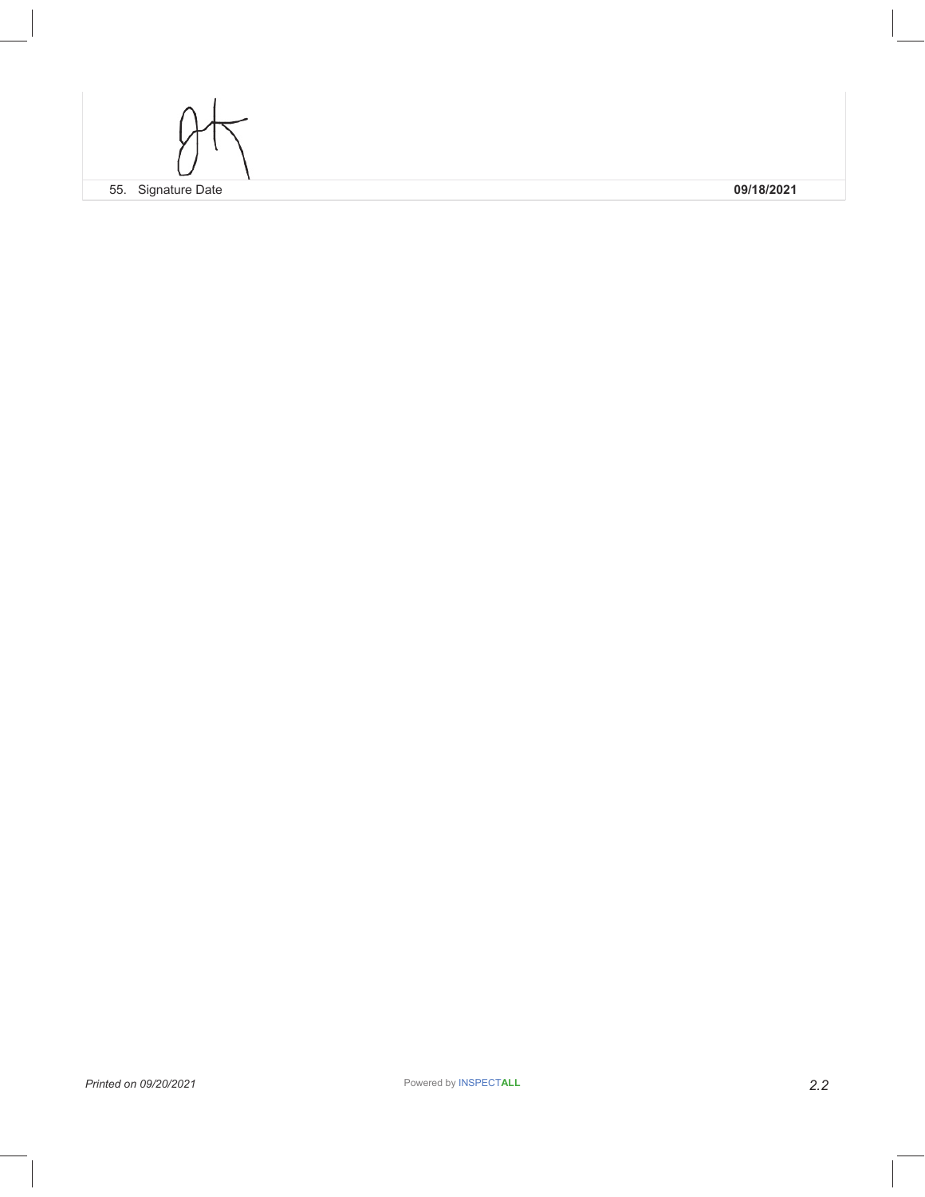| | |
|---|---|
| 55. Signature Date | **09/18/2021** |